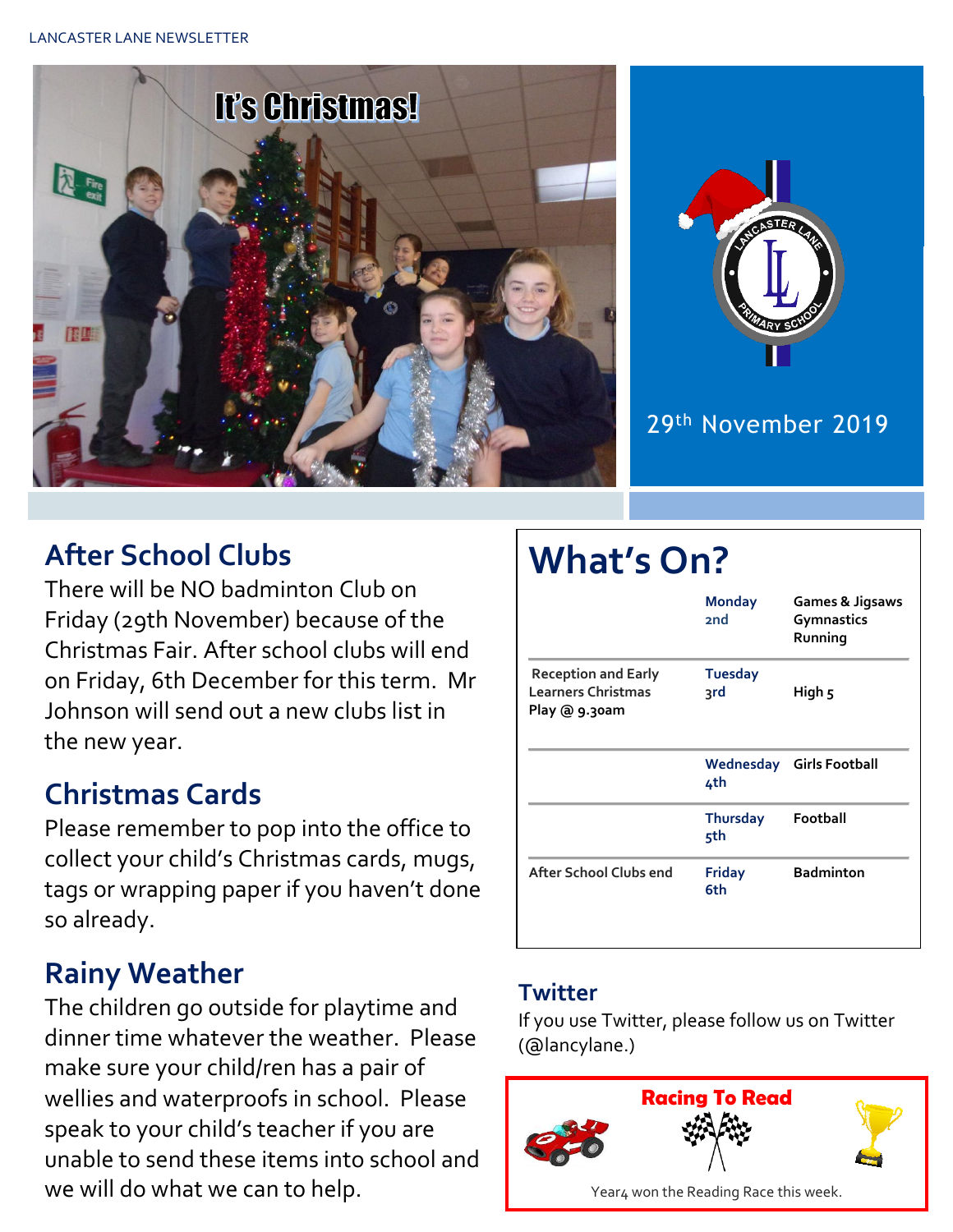# It's Christmas!

29th November 2019

## After School Clubs

There will be NO badminton Club on Friday (29th November) because of the Christmas Fair. After school clubs will end on Friday, 6th December for this term. Mr Johnson will send out a new clubs list in the new year.

## Christmas Cards

Please remember to pop into the office to collect your child's Christmas cards, mugs, tags or wrapping paper if you haven't done so already.

## Rainy Weather

The children go outside for playtime and dinner time whatever the weather. Please make sure your child/ren has a pair of wellies and waterproofs in school. Please speak to your child's teacher if you are unable to send these items into school and we will do what we can to help.

## What's On?

| Event | Day | Club |
| --- | --- | --- |
| | Monday 2nd | Games & Jigsaws<br>Gymnastics<br>Running |
| Reception and Early Learners Christmas Play @ 9.30am | Tuesday 3rd | High 5 |
| | Wednesday 4th | Girls Football |
| | Thursday 5th | Football |
| After School Clubs end | Friday 6th | Badminton |

## Twitter

If you use Twitter, please follow us on Twitter (@lancylane.)

## Racing To Read

Year4 won the Reading Race this week.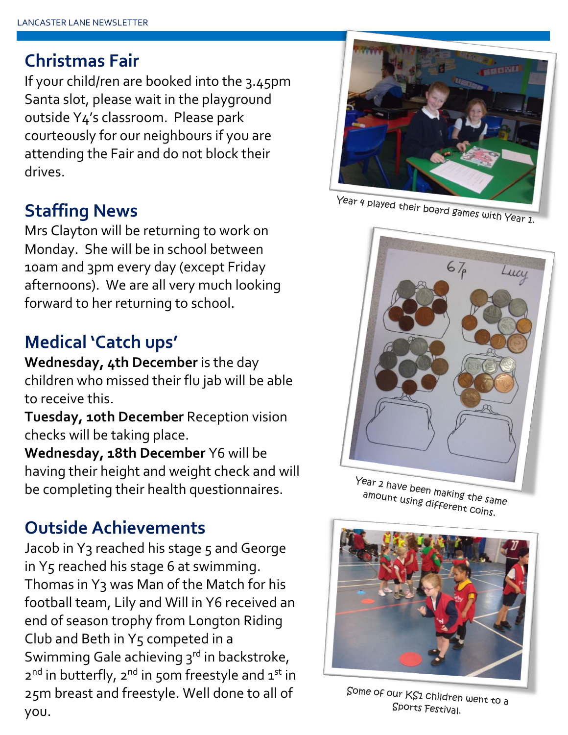## Christmas Fair

If your child/ren are booked into the 3.45pm Santa slot, please wait in the playground outside Y4's classroom. Please park courteously for our neighbours if you are attending the Fair and do not block their drives.

## Staffing News

Mrs Clayton will be returning to work on Monday. She will be in school between 10am and 3pm every day (except Friday afternoons). We are all very much looking forward to her returning to school.

## Medical 'Catch ups'

**Wednesday, 4th December** is the day children who missed their flu jab will be able to receive this.

**Tuesday, 10th December** Reception vision checks will be taking place.

**Wednesday, 18th December** Y6 will be having their height and weight check and will be completing their health questionnaires.

## Outside Achievements

Jacob in Y3 reached his stage 5 and George in Y5 reached his stage 6 at swimming. Thomas in Y3 was Man of the Match for his football team, Lily and Will in Y6 received an end of season trophy from Longton Riding Club and Beth in Y5 competed in a Swimming Gale achieving 3rd in backstroke, 2nd in butterfly, 2nd in 50m freestyle and 1st in 25m breast and freestyle. Well done to all of you.

Year 4 played their board games with Year 1.

Year 2 have been making the same amount using different coins.

Some of our KS1 children went to a Sports Festival.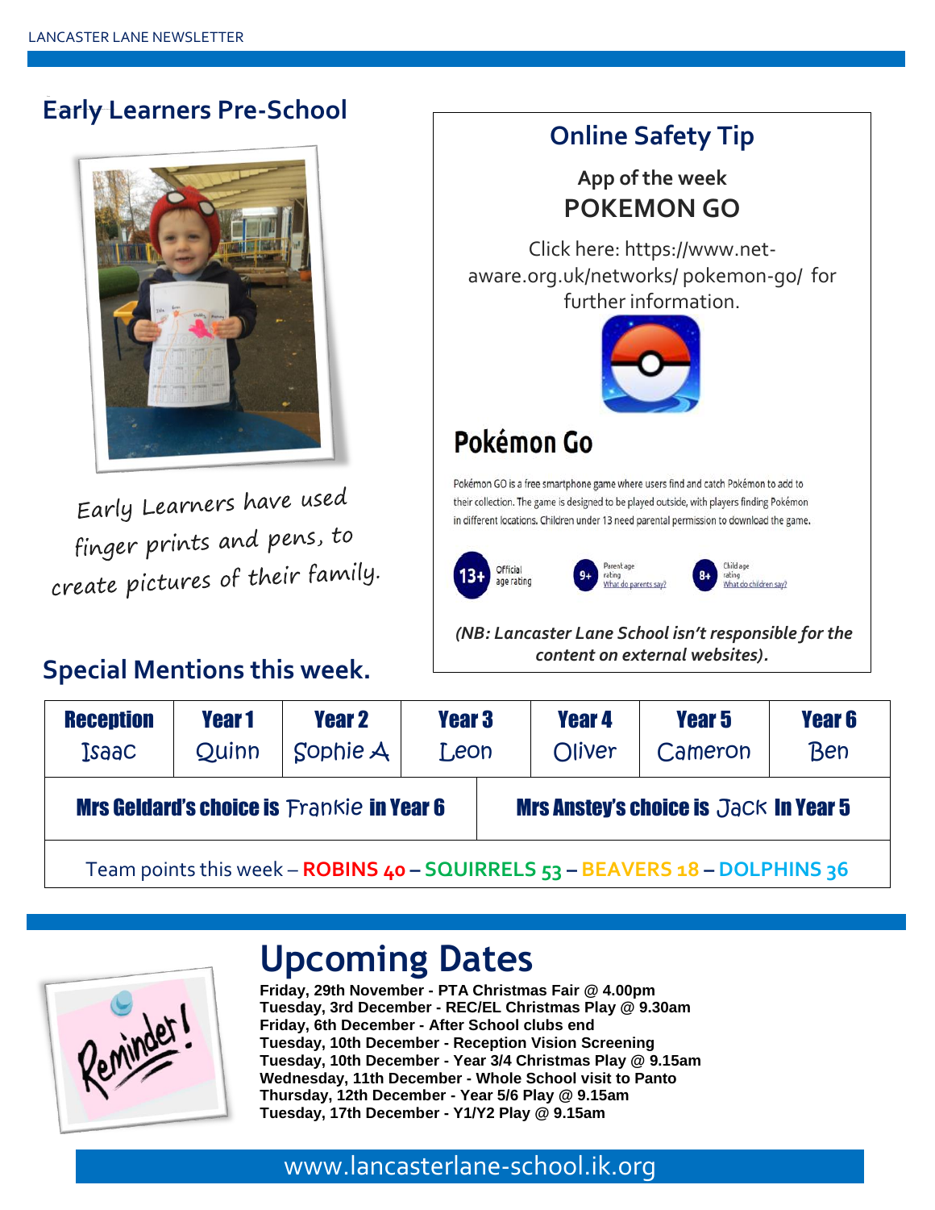## Early Learners Pre-School

Early Learners have used finger prints and pens, to create pictures of their family.

## Online Safety Tip

### App of the week
### POKEMON GO

Click here: https://www.net-aware.org.uk/networks/ pokemon-go/ for further information.

### Pokémon Go

Pokémon GO is a free smartphone game where users find and catch Pokémon to add to their collection. The game is designed to be played outside, with players finding Pokémon in different locations. Children under 13 need parental permission to download the game.

13+ Official age rating

9+ Parent age rating What do parents say?

8+ Child age rating What do children say?

*(NB: Lancaster Lane School isn't responsible for the content on external websites).*

## Special Mentions this week.

| Reception | Year 1 | Year 2 | Year 3 | Year 4 | Year 5 | Year 6 |
|---|---|---|---|---|---|---|
| Isaac | Quinn | Sophie A | Leon | Oliver | Cameron | Ben |

**Mrs Geldard's choice is** Frankie **in Year 6**

**Mrs Anstey's choice is** Jack **In Year 5**

Team points this week – **ROBINS 40** – **SQUIRRELS 53** – **BEAVERS 18** – **DOLPHINS 36**

## Upcoming Dates

**Friday, 29th November - PTA Christmas Fair @ 4.00pm**
**Tuesday, 3rd December - REC/EL Christmas Play @ 9.30am**
**Friday, 6th December - After School clubs end**
**Tuesday, 10th December - Reception Vision Screening**
**Tuesday, 10th December - Year 3/4 Christmas Play @ 9.15am**
**Wednesday, 11th December - Whole School visit to Panto**
**Thursday, 12th December - Year 5/6 Play @ 9.15am**
**Tuesday, 17th December - Y1/Y2 Play @ 9.15am**

www.lancasterlane-school.ik.org